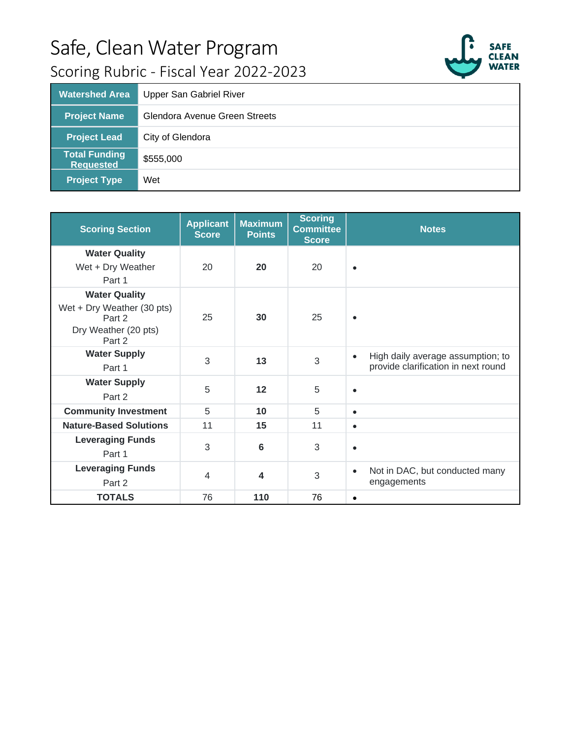# Safe, Clean Water Program

## Scoring Rubric - Fiscal Year 2022-2023

| | |
|---|---|
| **Watershed Area** | Upper San Gabriel River |
| **Project Name** | Glendora Avenue Green Streets |
| **Project Lead** | City of Glendora |
| **Total Funding Requested** | $555,000 |
| **Project Type** | Wet |

| Scoring Section | Applicant Score | Maximum Points | Scoring Committee Score | Notes |
|---|---|---|---|---|
| **Water Quality** Wet + Dry Weather Part 1 | 20 | **20** | 20 | • |
| **Water Quality** Wet + Dry Weather (30 pts) Part 2 Dry Weather (20 pts) Part 2 | 25 | **30** | 25 | • |
| **Water Supply** Part 1 | 3 | **13** | 3 | • High daily average assumption; to provide clarification in next round |
| **Water Supply** Part 2 | 5 | **12** | 5 | • |
| **Community Investment** | 5 | **10** | 5 | • |
| **Nature-Based Solutions** | 11 | **15** | 11 | • |
| **Leveraging Funds** Part 1 | 3 | **6** | 3 | • |
| **Leveraging Funds** Part 2 | 4 | **4** | 3 | • Not in DAC, but conducted many engagements |
| **TOTALS** | 76 | **110** | 76 | • |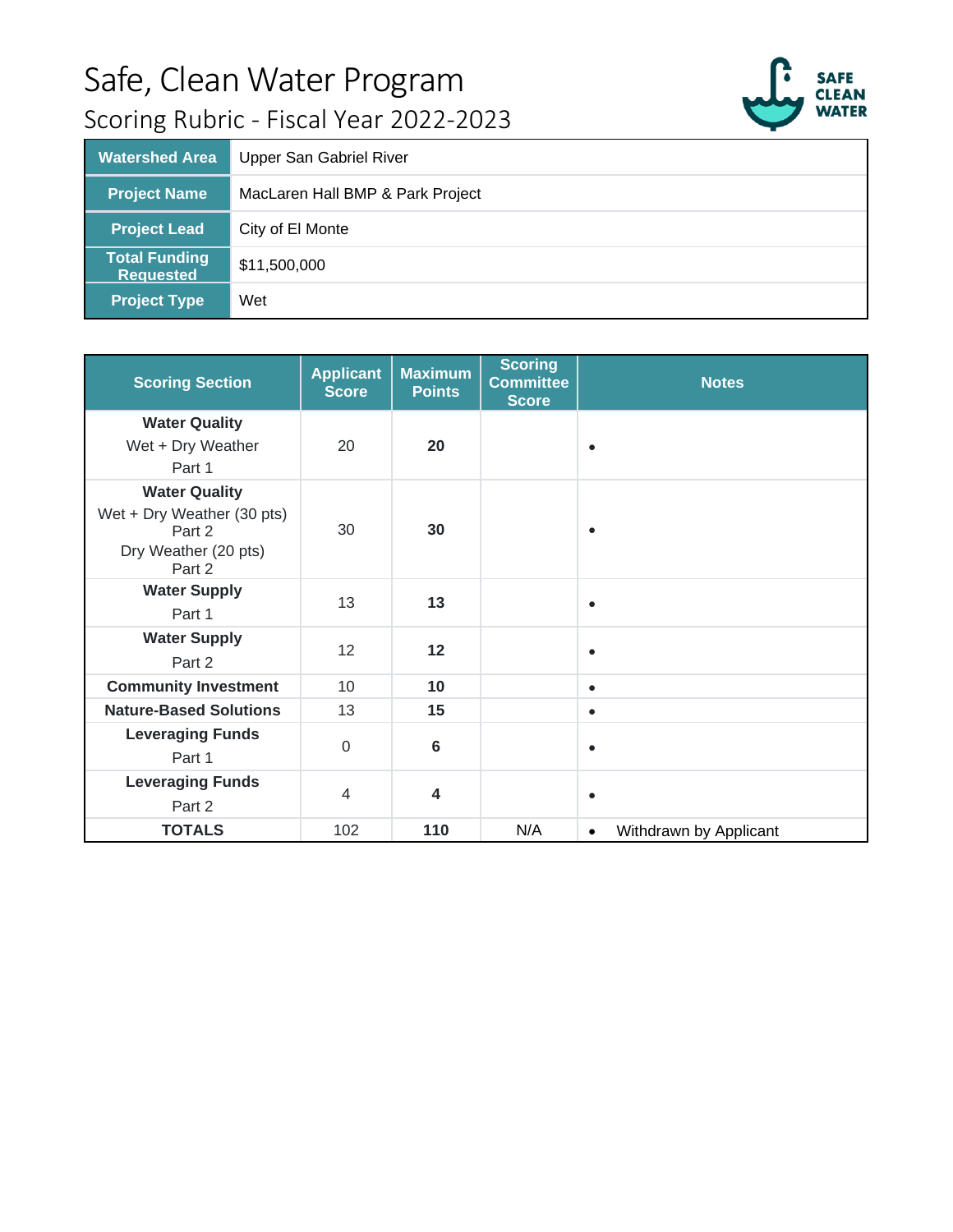# Safe, Clean Water Program

## Scoring Rubric - Fiscal Year 2022-2023

| Watershed Area | Upper San Gabriel River |
|---|---|
| Project Name | MacLaren Hall BMP & Park Project |
| Project Lead | City of El Monte |
| Total Funding Requested | $11,500,000 |
| Project Type | Wet |

| Scoring Section | Applicant Score | Maximum Points | Scoring Committee Score | Notes |
|---|---|---|---|---|
| **Water Quality**<br>Wet + Dry Weather<br>Part 1 | 20 | **20** | | • |
| **Water Quality**<br>Wet + Dry Weather (30 pts)<br>Part 2<br>Dry Weather (20 pts)<br>Part 2 | 30 | **30** | | • |
| **Water Supply**<br>Part 1 | 13 | **13** | | • |
| **Water Supply**<br>Part 2 | 12 | **12** | | • |
| **Community Investment** | 10 | **10** | | • |
| **Nature-Based Solutions** | 13 | **15** | | • |
| **Leveraging Funds**<br>Part 1 | 0 | **6** | | • |
| **Leveraging Funds**<br>Part 2 | 4 | **4** | | • |
| **TOTALS** | 102 | **110** | N/A | • Withdrawn by Applicant |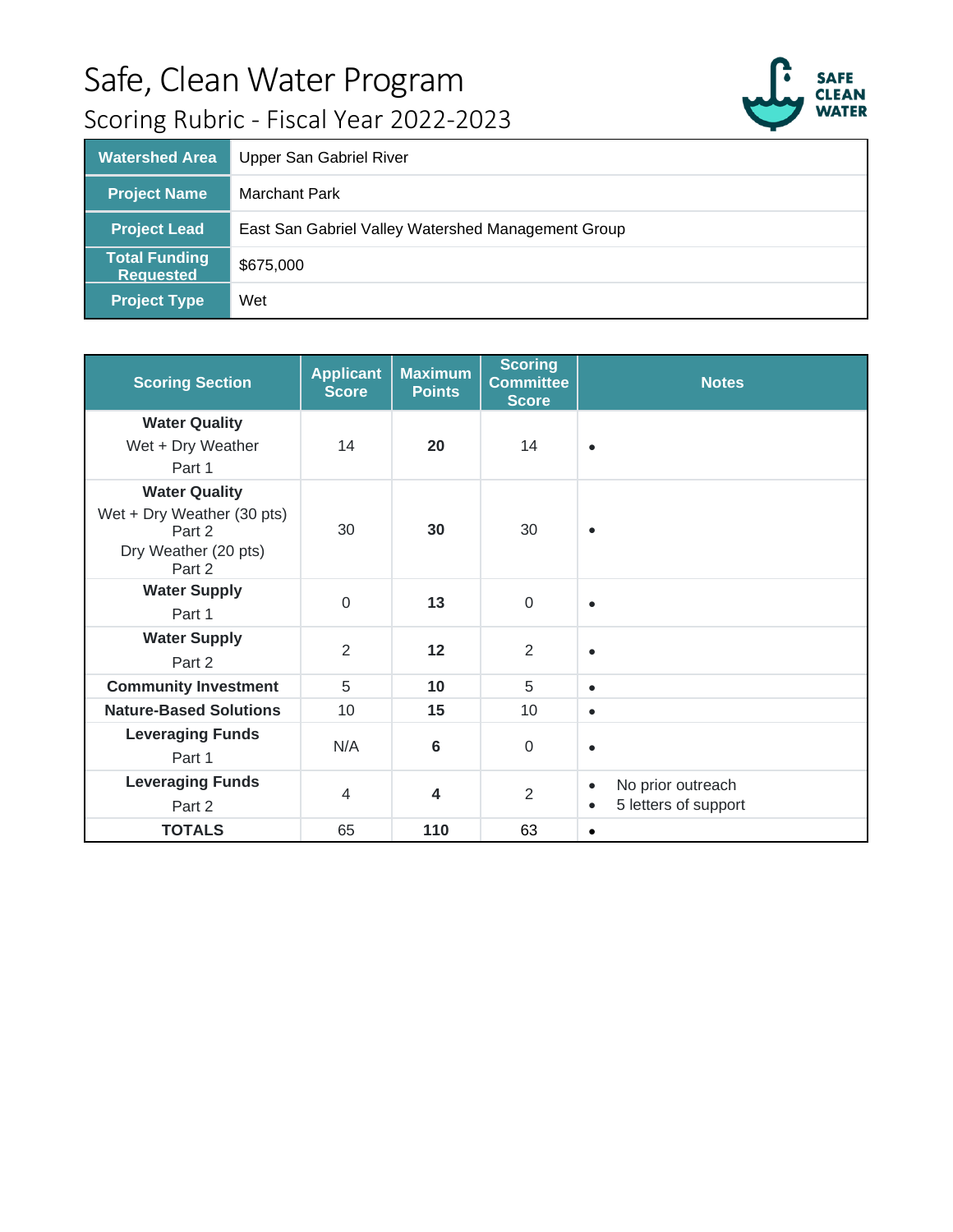# Safe, Clean Water Program

## Scoring Rubric - Fiscal Year 2022-2023

| Watershed Area | Upper San Gabriel River |
|---|---|
| Project Name | Marchant Park |
| Project Lead | East San Gabriel Valley Watershed Management Group |
| Total Funding Requested | $675,000 |
| Project Type | Wet |

| Scoring Section | Applicant Score | Maximum Points | Scoring Committee Score | Notes |
|---|---|---|---|---|
| **Water Quality** Wet + Dry Weather Part 1 | 14 | **20** | 14 | • |
| **Water Quality** Wet + Dry Weather (30 pts) Part 2 Dry Weather (20 pts) Part 2 | 30 | **30** | 30 | • |
| **Water Supply** Part 1 | 0 | **13** | 0 | • |
| **Water Supply** Part 2 | 2 | **12** | 2 | • |
| **Community Investment** | 5 | **10** | 5 | • |
| **Nature-Based Solutions** | 10 | **15** | 10 | • |
| **Leveraging Funds** Part 1 | N/A | **6** | 0 | • |
| **Leveraging Funds** Part 2 | 4 | **4** | 2 | • No prior outreach<br>• 5 letters of support |
| **TOTALS** | 65 | **110** | 63 | • |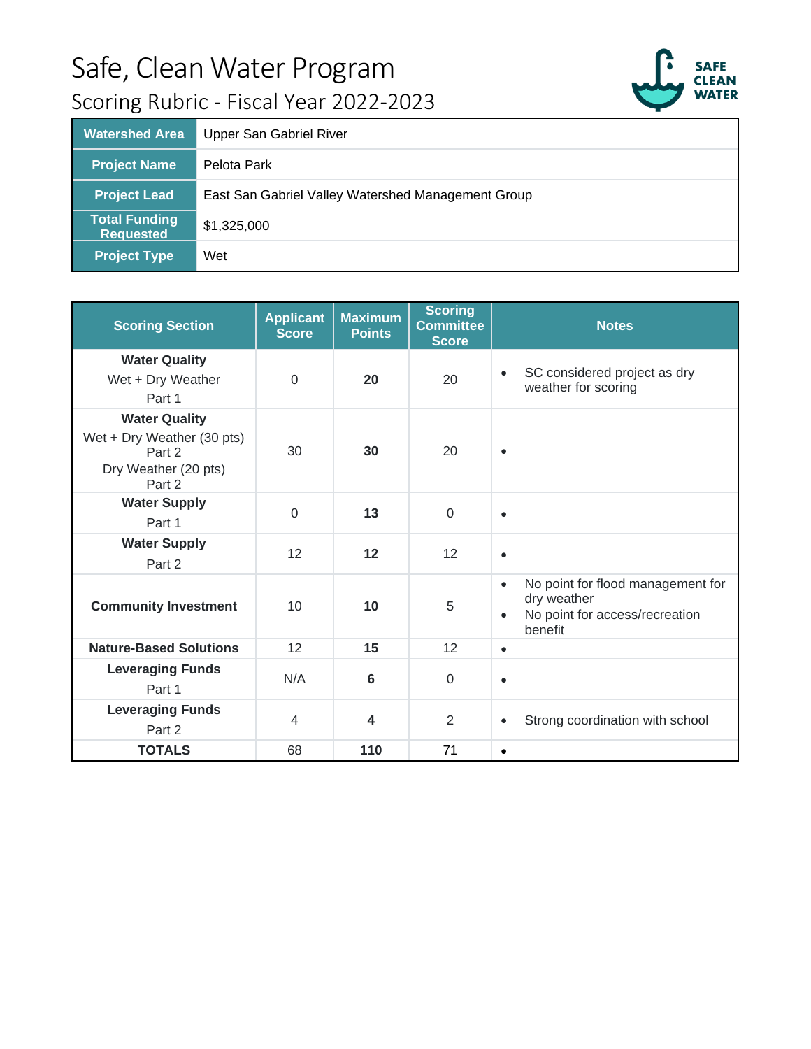# Safe, Clean Water Program

## Scoring Rubric - Fiscal Year 2022-2023

| | |
|---|---|
| **Watershed Area** | Upper San Gabriel River |
| **Project Name** | Pelota Park |
| **Project Lead** | East San Gabriel Valley Watershed Management Group |
| **Total Funding Requested** | $1,325,000 |
| **Project Type** | Wet |

| Scoring Section | Applicant Score | Maximum Points | Scoring Committee Score | Notes |
|---|---|---|---|---|
| **Water Quality**<br>Wet + Dry Weather<br>Part 1 | 0 | **20** | 20 | • SC considered project as dry weather for scoring |
| **Water Quality**<br>Wet + Dry Weather (30 pts)<br>Part 2<br>Dry Weather (20 pts)<br>Part 2 | 30 | **30** | 20 | • |
| **Water Supply**<br>Part 1 | 0 | **13** | 0 | • |
| **Water Supply**<br>Part 2 | 12 | **12** | 12 | • |
| **Community Investment** | 10 | **10** | 5 | • No point for flood management for dry weather<br>• No point for access/recreation benefit |
| **Nature-Based Solutions** | 12 | **15** | 12 | • |
| **Leveraging Funds**<br>Part 1 | N/A | **6** | 0 | • |
| **Leveraging Funds**<br>Part 2 | 4 | **4** | 2 | • Strong coordination with school |
| **TOTALS** | 68 | **110** | 71 | • |